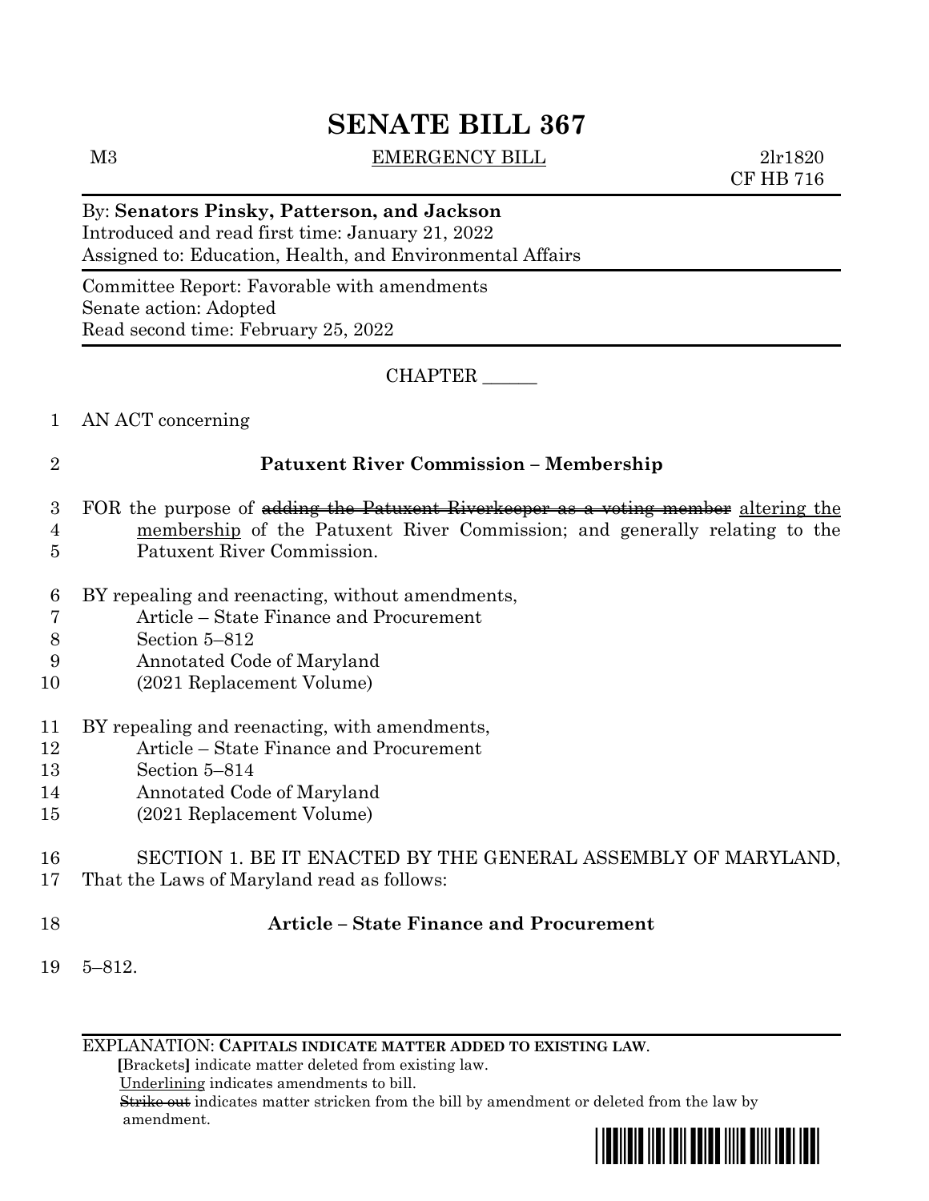# SENATE BILL 367

M3 EMERGENCY BILL 2lr1820
CF HB 716

By: **Senators Pinsky, Patterson, and Jackson**
Introduced and read first time: January 21, 2022
Assigned to: Education, Health, and Environmental Affairs

Committee Report: Favorable with amendments
Senate action: Adopted
Read second time: February 25, 2022

CHAPTER ______

AN ACT concerning

**Patuxent River Commission – Membership**

FOR the purpose of ~~adding the Patuxent Riverkeeper as a voting member~~ altering the membership of the Patuxent River Commission; and generally relating to the Patuxent River Commission.

BY repealing and reenacting, without amendments,
Article – State Finance and Procurement
Section 5–812
Annotated Code of Maryland
(2021 Replacement Volume)

BY repealing and reenacting, with amendments,
Article – State Finance and Procurement
Section 5–814
Annotated Code of Maryland
(2021 Replacement Volume)

SECTION 1. BE IT ENACTED BY THE GENERAL ASSEMBLY OF MARYLAND, That the Laws of Maryland read as follows:

**Article – State Finance and Procurement**

5–812.

EXPLANATION: **CAPITALS INDICATE MATTER ADDED TO EXISTING LAW.**
**[**Brackets**]** indicate matter deleted from existing law.
Underlining indicates amendments to bill.
~~Strike out~~ indicates matter stricken from the bill by amendment or deleted from the law by amendment.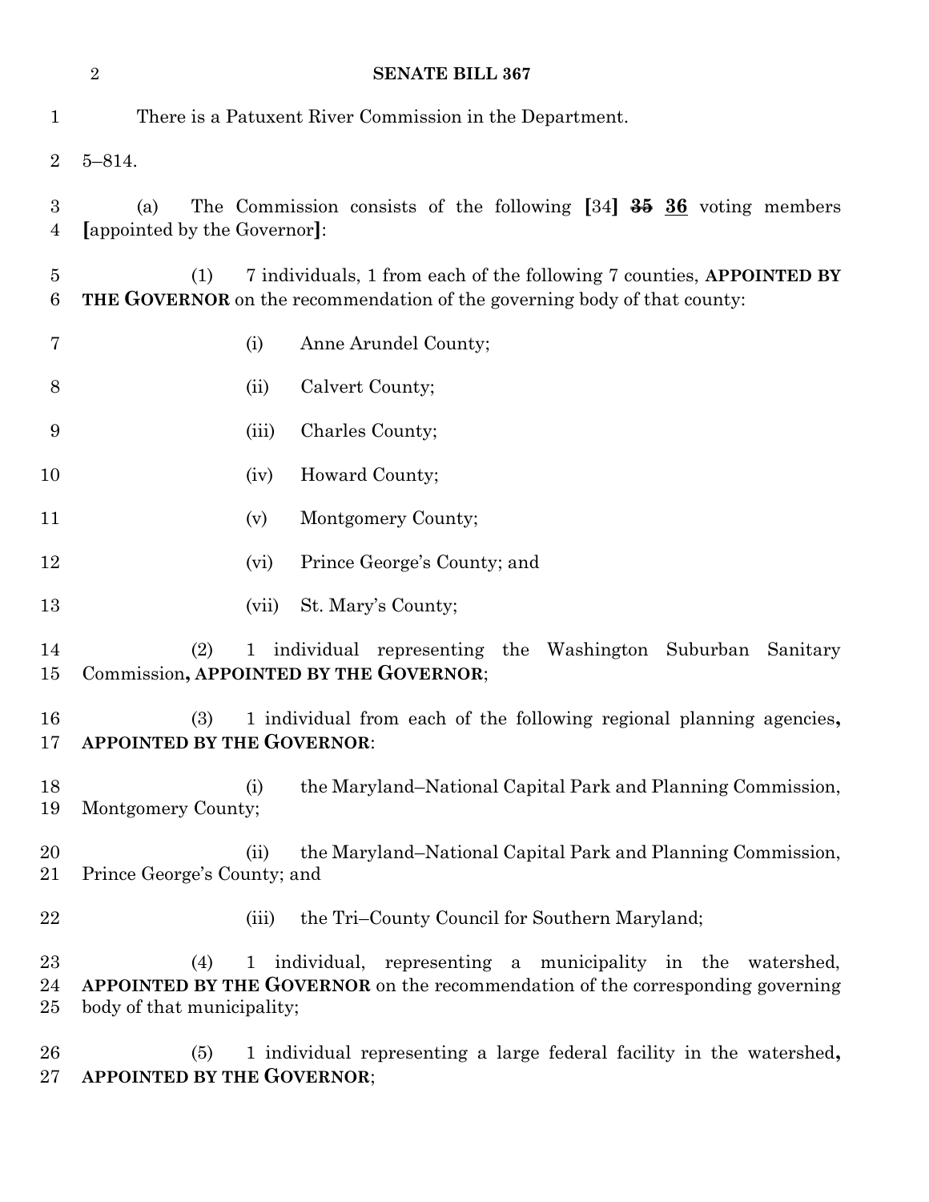There is a Patuxent River Commission in the Department.

5–814.

(a) The Commission consists of the following **[**34**]** ~~35~~ **36** voting members **[**appointed by the Governor**]**:

(1) 7 individuals, 1 from each of the following 7 counties, **APPOINTED BY THE GOVERNOR** on the recommendation of the governing body of that county:

(i) Anne Arundel County;

(ii) Calvert County;

(iii) Charles County;

(iv) Howard County;

(v) Montgomery County;

(vi) Prince George's County; and

(vii) St. Mary's County;

(2) 1 individual representing the Washington Suburban Sanitary Commission**, APPOINTED BY THE GOVERNOR**;

(3) 1 individual from each of the following regional planning agencies**, APPOINTED BY THE GOVERNOR**:

(i) the Maryland–National Capital Park and Planning Commission, Montgomery County;

(ii) the Maryland–National Capital Park and Planning Commission, Prince George's County; and

(iii) the Tri–County Council for Southern Maryland;

(4) 1 individual, representing a municipality in the watershed, **APPOINTED BY THE GOVERNOR** on the recommendation of the corresponding governing body of that municipality;

(5) 1 individual representing a large federal facility in the watershed**, APPOINTED BY THE GOVERNOR**;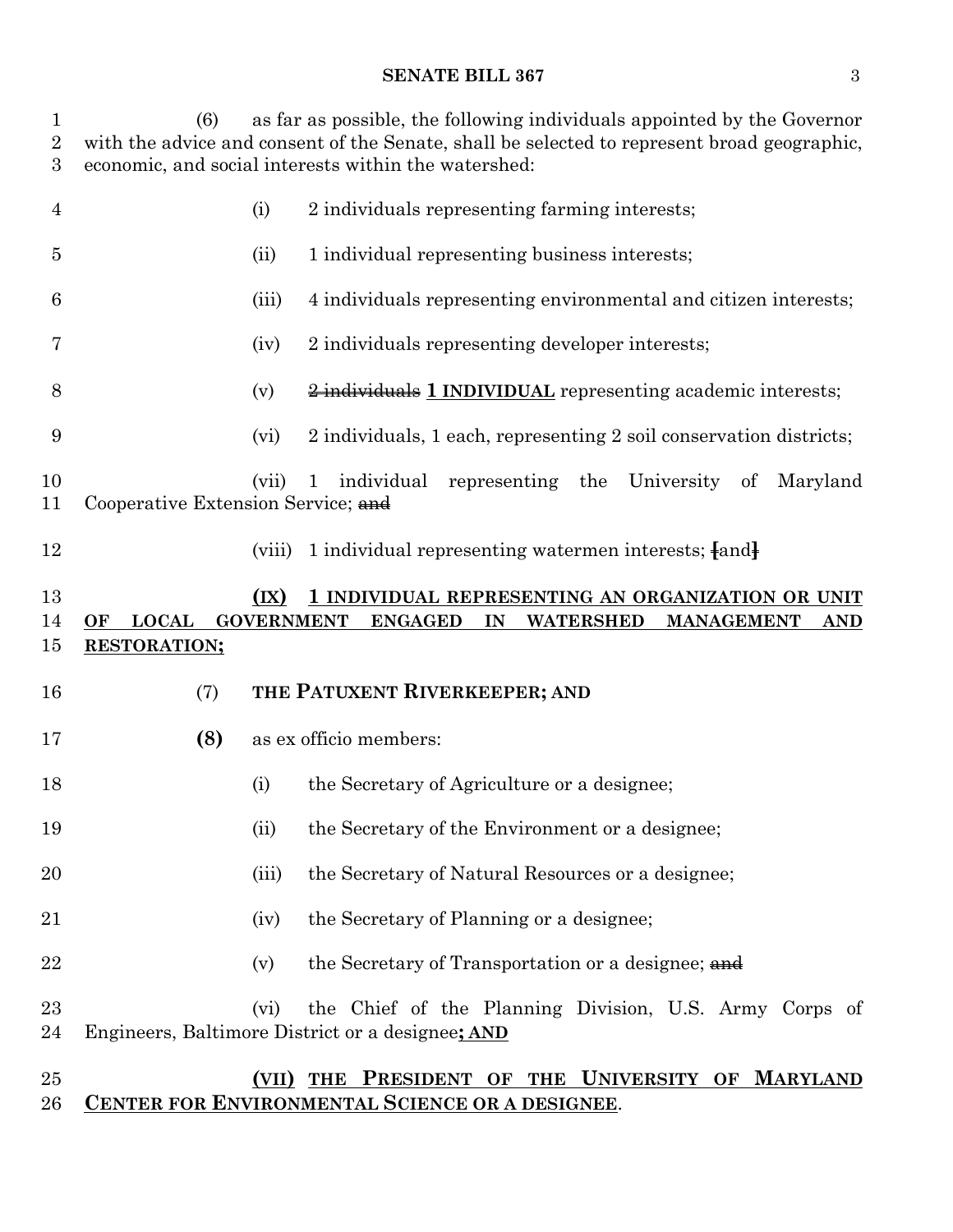(6) as far as possible, the following individuals appointed by the Governor with the advice and consent of the Senate, shall be selected to represent broad geographic, economic, and social interests within the watershed:

(i) 2 individuals representing farming interests;

(ii) 1 individual representing business interests;

(iii) 4 individuals representing environmental and citizen interests;

(iv) 2 individuals representing developer interests;

(v) ~~2 individuals~~ **1 INDIVIDUAL** representing academic interests;

(vi) 2 individuals, 1 each, representing 2 soil conservation districts;

(vii) 1 individual representing the University of Maryland Cooperative Extension Service; ~~and~~

(viii) 1 individual representing watermen interests; [and]

**(IX) 1 INDIVIDUAL REPRESENTING AN ORGANIZATION OR UNIT OF LOCAL GOVERNMENT ENGAGED IN WATERSHED MANAGEMENT AND RESTORATION;**

(7) **THE PATUXENT RIVERKEEPER; AND**

**(8)** as ex officio members:

(i) the Secretary of Agriculture or a designee;

(ii) the Secretary of the Environment or a designee;

(iii) the Secretary of Natural Resources or a designee;

(iv) the Secretary of Planning or a designee;

(v) the Secretary of Transportation or a designee; ~~and~~

(vi) the Chief of the Planning Division, U.S. Army Corps of Engineers, Baltimore District or a designee**; AND**

**(VII) THE PRESIDENT OF THE UNIVERSITY OF MARYLAND CENTER FOR ENVIRONMENTAL SCIENCE OR A DESIGNEE**.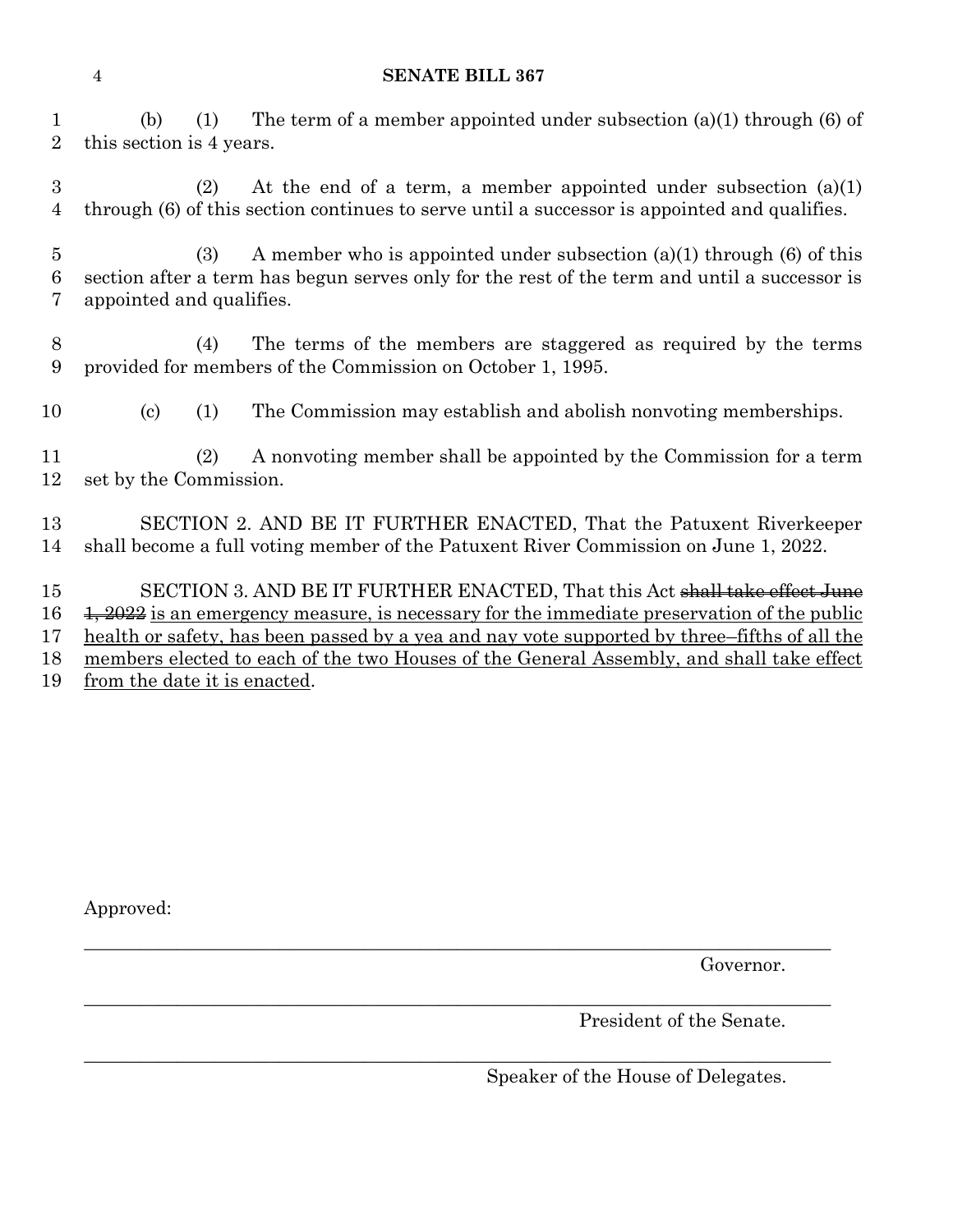(b) (1) The term of a member appointed under subsection (a)(1) through (6) of this section is 4 years.

(2) At the end of a term, a member appointed under subsection (a)(1) through (6) of this section continues to serve until a successor is appointed and qualifies.

(3) A member who is appointed under subsection (a)(1) through (6) of this section after a term has begun serves only for the rest of the term and until a successor is appointed and qualifies.

(4) The terms of the members are staggered as required by the terms provided for members of the Commission on October 1, 1995.

(c) (1) The Commission may establish and abolish nonvoting memberships.

(2) A nonvoting member shall be appointed by the Commission for a term set by the Commission.

SECTION 2. AND BE IT FURTHER ENACTED, That the Patuxent Riverkeeper shall become a full voting member of the Patuxent River Commission on June 1, 2022.

SECTION 3. AND BE IT FURTHER ENACTED, That this Act ~~shall take effect June 1, 2022~~ <u>is an emergency measure, is necessary for the immediate preservation of the public health or safety, has been passed by a yea and nay vote supported by three–fifths of all the members elected to each of the two Houses of the General Assembly, and shall take effect from the date it is enacted</u>.

Approved:

\_\_\_\_\_\_\_\_\_\_\_\_\_\_\_\_\_\_\_\_\_\_\_\_\_\_\_\_\_\_\_\_\_\_\_\_\_\_\_\_\_\_\_\_\_\_\_\_\_\_\_\_\_\_\_\_\_\_\_\_

Governor.

\_\_\_\_\_\_\_\_\_\_\_\_\_\_\_\_\_\_\_\_\_\_\_\_\_\_\_\_\_\_\_\_\_\_\_\_\_\_\_\_\_\_\_\_\_\_\_\_\_\_\_\_\_\_\_\_\_\_\_\_

President of the Senate.

\_\_\_\_\_\_\_\_\_\_\_\_\_\_\_\_\_\_\_\_\_\_\_\_\_\_\_\_\_\_\_\_\_\_\_\_\_\_\_\_\_\_\_\_\_\_\_\_\_\_\_\_\_\_\_\_\_\_\_\_

Speaker of the House of Delegates.